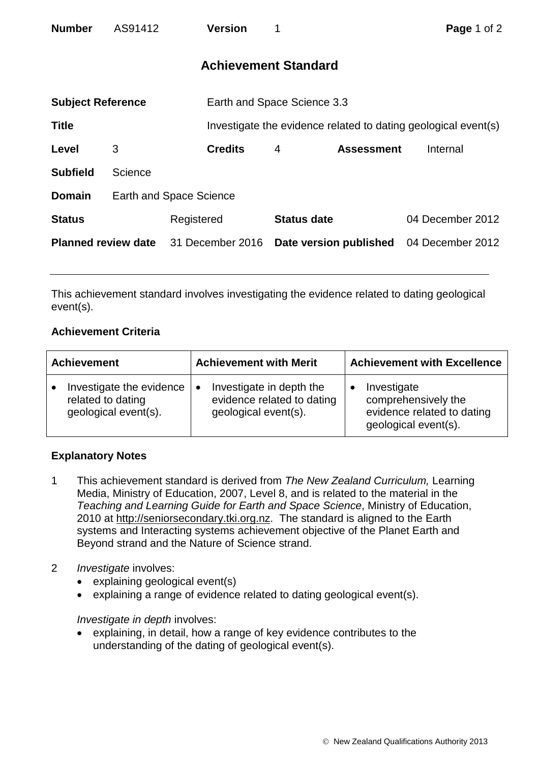| **Number** | AS91412 | **Version** | 1 |
|---|---|---|---|

# Achievement Standard

| | | | | | |
|---|---|---|---|---|---|
| **Subject Reference** | | Earth and Space Science 3.3 | | | |
| **Title** | | Investigate the evidence related to dating geological event(s) | | | |
| **Level** | 3 | **Credits** | 4 | **Assessment** | Internal |
| **Subfield** | Science | | | | |
| **Domain** | Earth and Space Science | | | | |
| **Status** | Registered | **Status date** | | | 04 December 2012 |
| **Planned review date** | 31 December 2016 | **Date version published** | | | 04 December 2012 |

This achievement standard involves investigating the evidence related to dating geological event(s).

**Achievement Criteria**

| Achievement | Achievement with Merit | Achievement with Excellence |
|---|---|---|
| • Investigate the evidence related to dating geological event(s). | • Investigate in depth the evidence related to dating geological event(s). | • Investigate comprehensively the evidence related to dating geological event(s). |

**Explanatory Notes**

1. This achievement standard is derived from *The New Zealand Curriculum,* Learning Media, Ministry of Education, 2007, Level 8, and is related to the material in the *Teaching and Learning Guide for Earth and Space Science*, Ministry of Education, 2010 at http://seniorsecondary.tki.org.nz. The standard is aligned to the Earth systems and Interacting systems achievement objective of the Planet Earth and Beyond strand and the Nature of Science strand.

2. *Investigate* involves:
   - explaining geological event(s)
   - explaining a range of evidence related to dating geological event(s).

   *Investigate in depth* involves:
   - explaining, in detail, how a range of key evidence contributes to the understanding of the dating of geological event(s).

© New Zealand Qualifications Authority 2013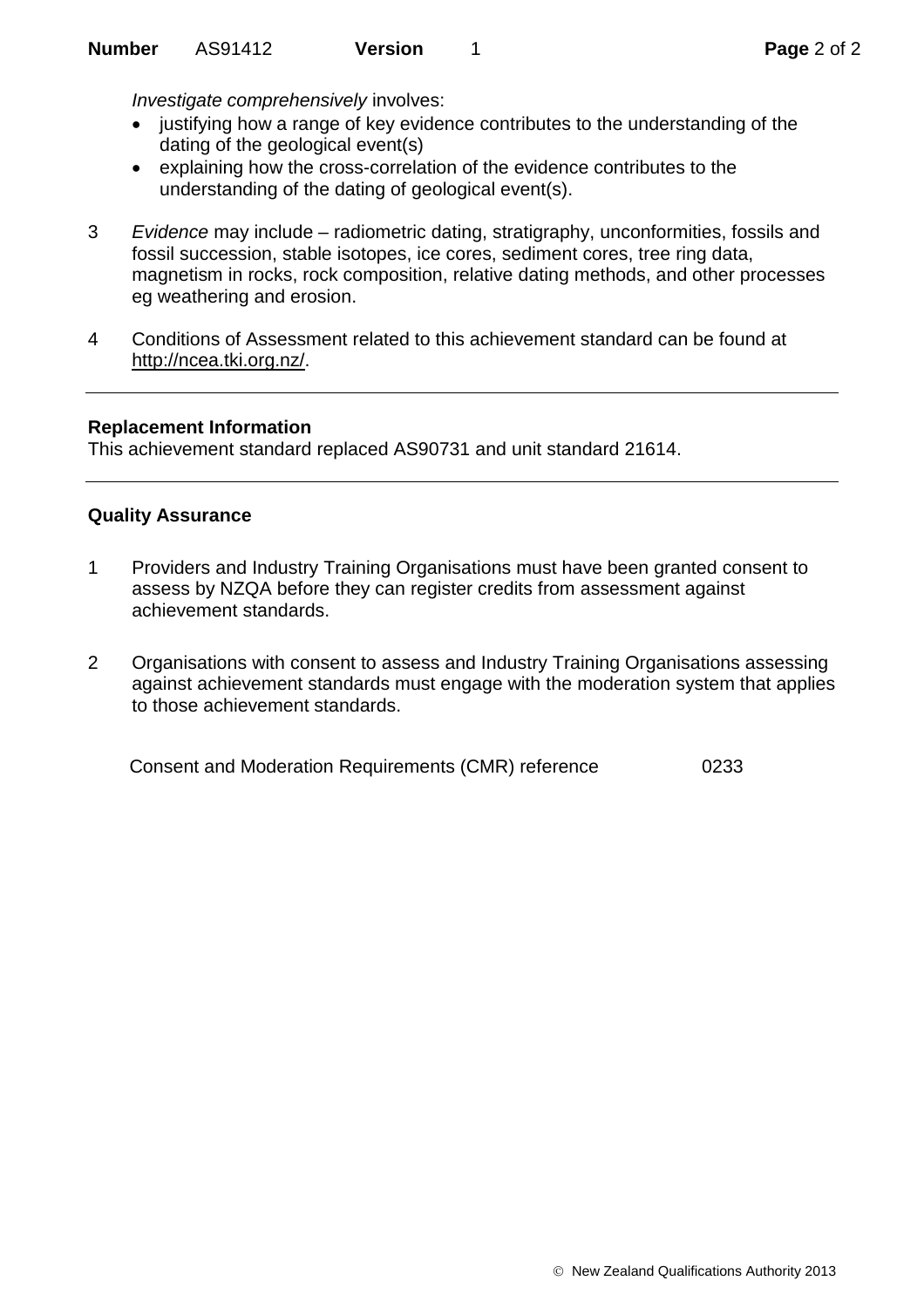*Investigate comprehensively* involves:

- justifying how a range of key evidence contributes to the understanding of the dating of the geological event(s)
- explaining how the cross-correlation of the evidence contributes to the understanding of the dating of geological event(s).

3 *Evidence* may include – radiometric dating, stratigraphy, unconformities, fossils and fossil succession, stable isotopes, ice cores, sediment cores, tree ring data, magnetism in rocks, rock composition, relative dating methods, and other processes eg weathering and erosion.

4 Conditions of Assessment related to this achievement standard can be found at http://ncea.tki.org.nz/.

---

**Replacement Information**

This achievement standard replaced AS90731 and unit standard 21614.

---

**Quality Assurance**

1 Providers and Industry Training Organisations must have been granted consent to assess by NZQA before they can register credits from assessment against achievement standards.

2 Organisations with consent to assess and Industry Training Organisations assessing against achievement standards must engage with the moderation system that applies to those achievement standards.

Consent and Moderation Requirements (CMR) reference 0233

© New Zealand Qualifications Authority 2013